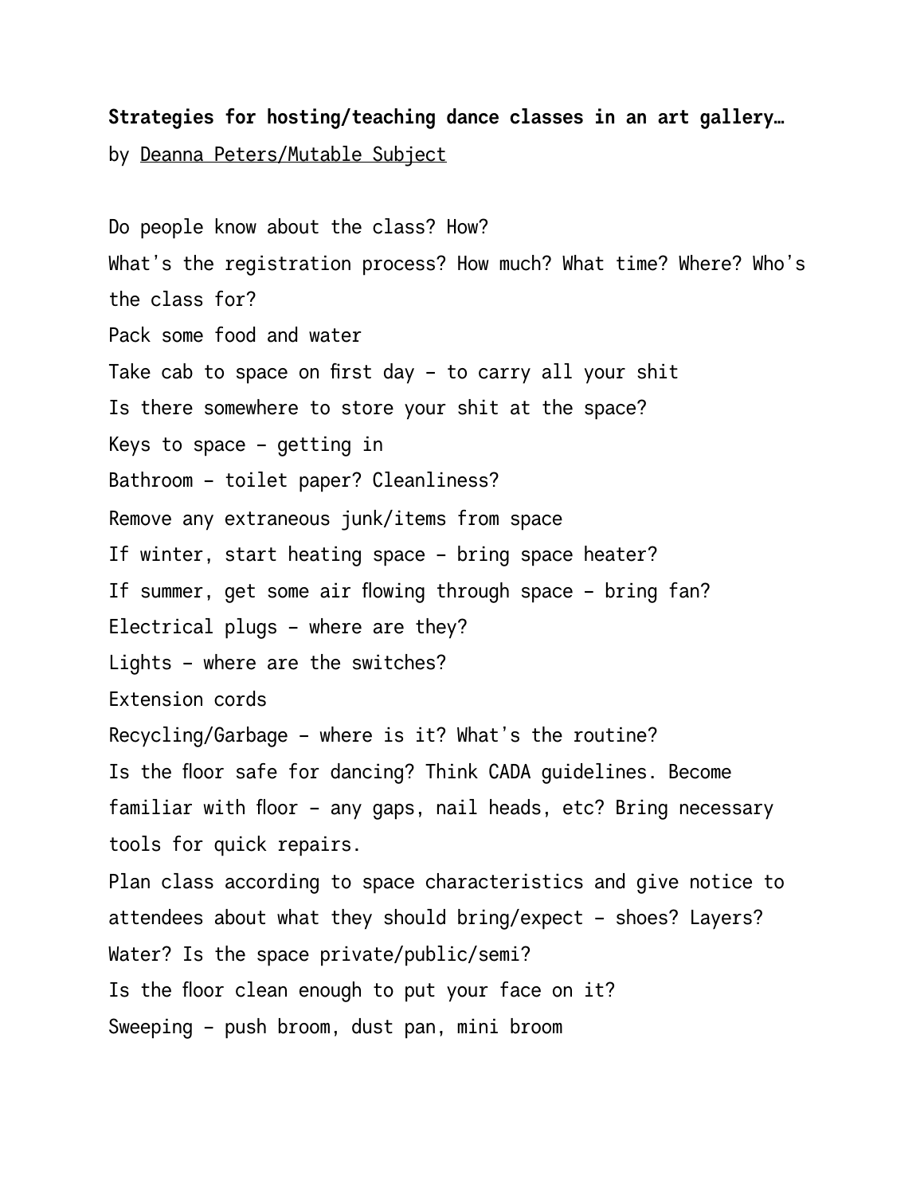**Strategies for hosting/teaching dance classes in an art gallery…**

by Deanna Peters/Mutable Subject

Do people know about the class? How?

What's the registration process? How much? What time? Where? Who's the class for?

Pack some food and water

Take cab to space on first day - to carry all your shit

Is there somewhere to store your shit at the space?

Keys to space - getting in

Bathroom - toilet paper? Cleanliness?

Remove any extraneous junk/items from space

If winter, start heating space - bring space heater?

If summer, get some air flowing through space - bring fan?

Electrical plugs - where are they?

Lights - where are the switches?

Extension cords

Recycling/Garbage - where is it? What's the routine?

Is the floor safe for dancing? Think CADA guidelines. Become familiar with floor - any gaps, nail heads, etc? Bring necessary tools for quick repairs.

Plan class according to space characteristics and give notice to attendees about what they should bring/expect - shoes? Layers? Water? Is the space private/public/semi?

Is the floor clean enough to put your face on it?

Sweeping - push broom, dust pan, mini broom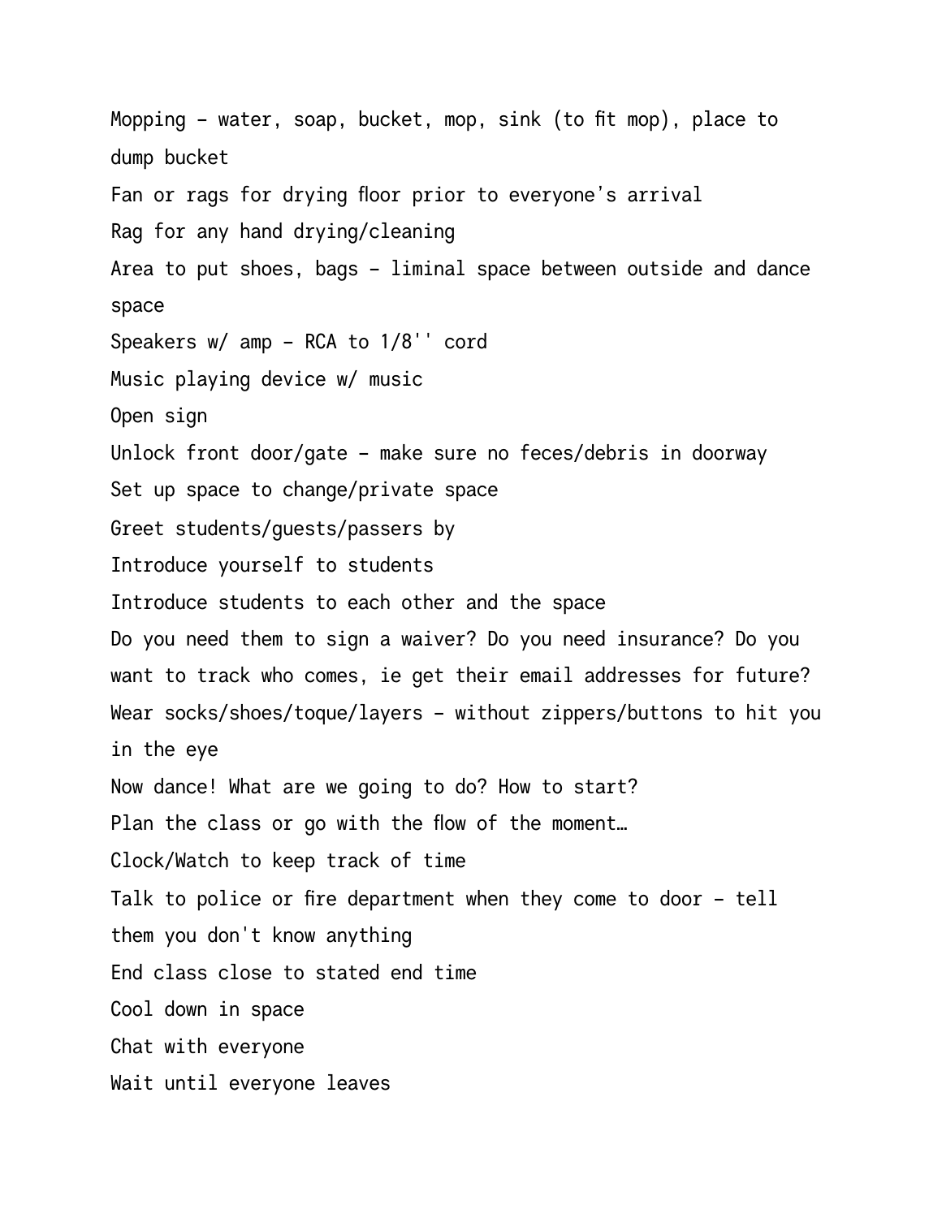Mopping - water, soap, bucket, mop, sink (to fit mop), place to dump bucket

Fan or rags for drying floor prior to everyone's arrival

Rag for any hand drying/cleaning

Area to put shoes, bags - liminal space between outside and dance space

Speakers w/ amp - RCA to 1/8'' cord

Music playing device w/ music

Open sign

Unlock front door/gate - make sure no feces/debris in doorway

Set up space to change/private space

Greet students/guests/passers by

Introduce yourself to students

Introduce students to each other and the space

Do you need them to sign a waiver? Do you need insurance? Do you want to track who comes, ie get their email addresses for future?

Wear socks/shoes/toque/layers - without zippers/buttons to hit you in the eye

Now dance! What are we going to do? How to start?

Plan the class or go with the flow of the moment…

Clock/Watch to keep track of time

Talk to police or fire department when they come to door - tell them you don't know anything

End class close to stated end time

Cool down in space

Chat with everyone

Wait until everyone leaves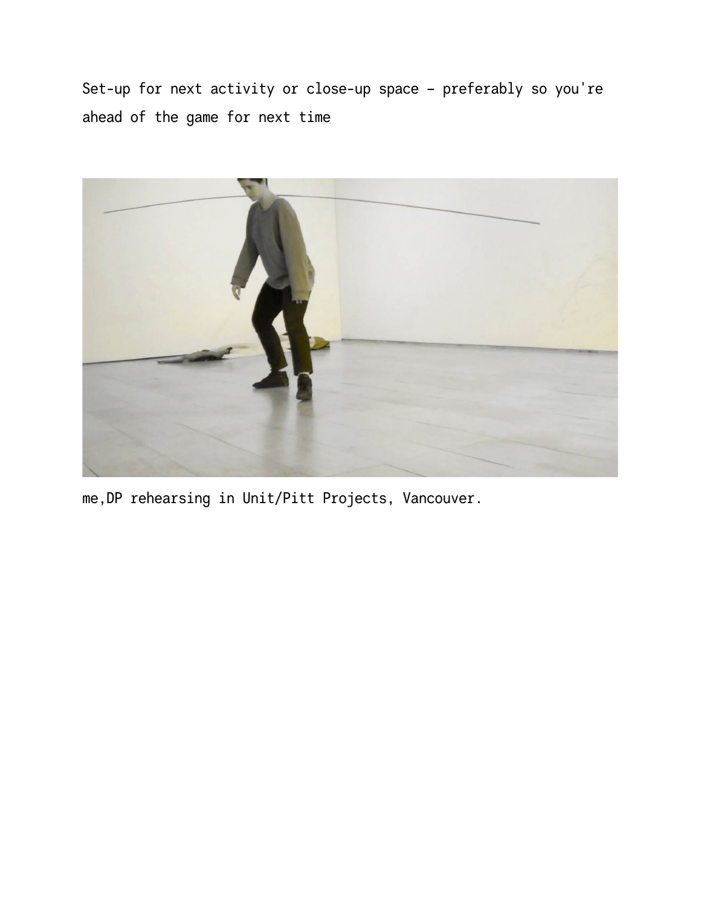Set-up for next activity or close-up space - preferably so you're ahead of the game for next time

me,DP rehearsing in Unit/Pitt Projects, Vancouver.